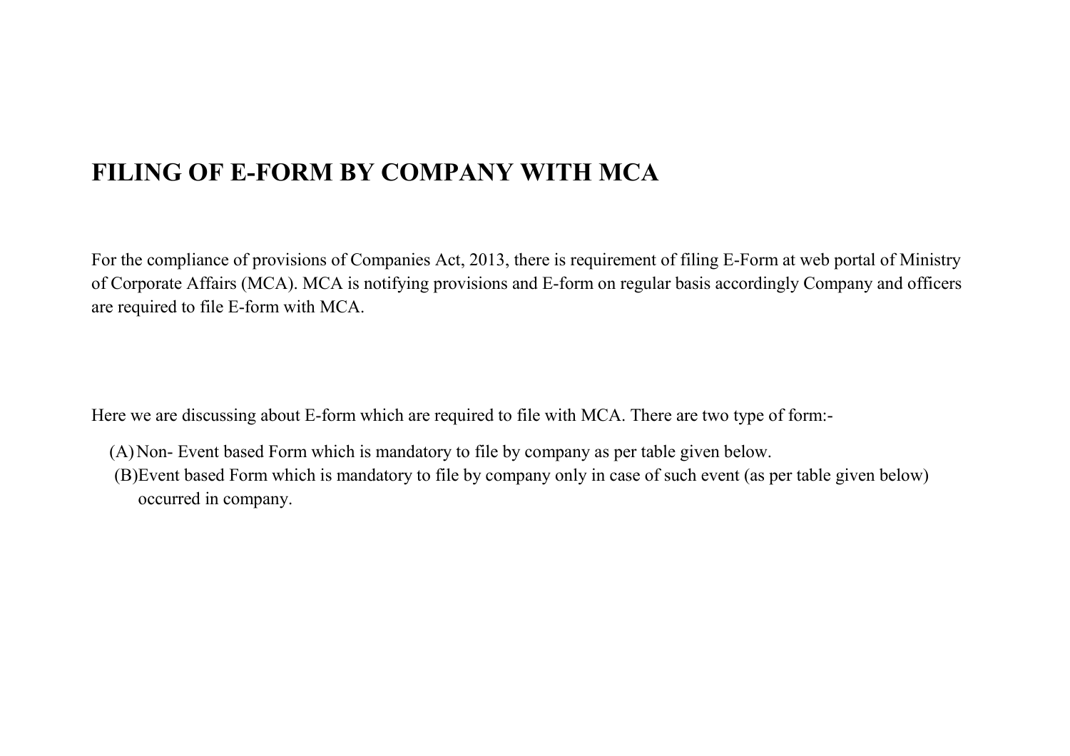# FILING OF E-FORM BY COMPANY WITH MCA

For the compliance of provisions of Companies Act, 2013, there is requirement of filing E-Form at web portal of Ministry of Corporate Affairs (MCA). MCA is notifying provisions and E-form on regular basis accordingly Company and officers are required to file E-form with MCA.

Here we are discussing about E-form which are required to file with MCA. There are two type of form:-

(A) Non- Event based Form which is mandatory to file by company as per table given below.

(B) Event based Form which is mandatory to file by company only in case of such event (as per table given below) occurred in company.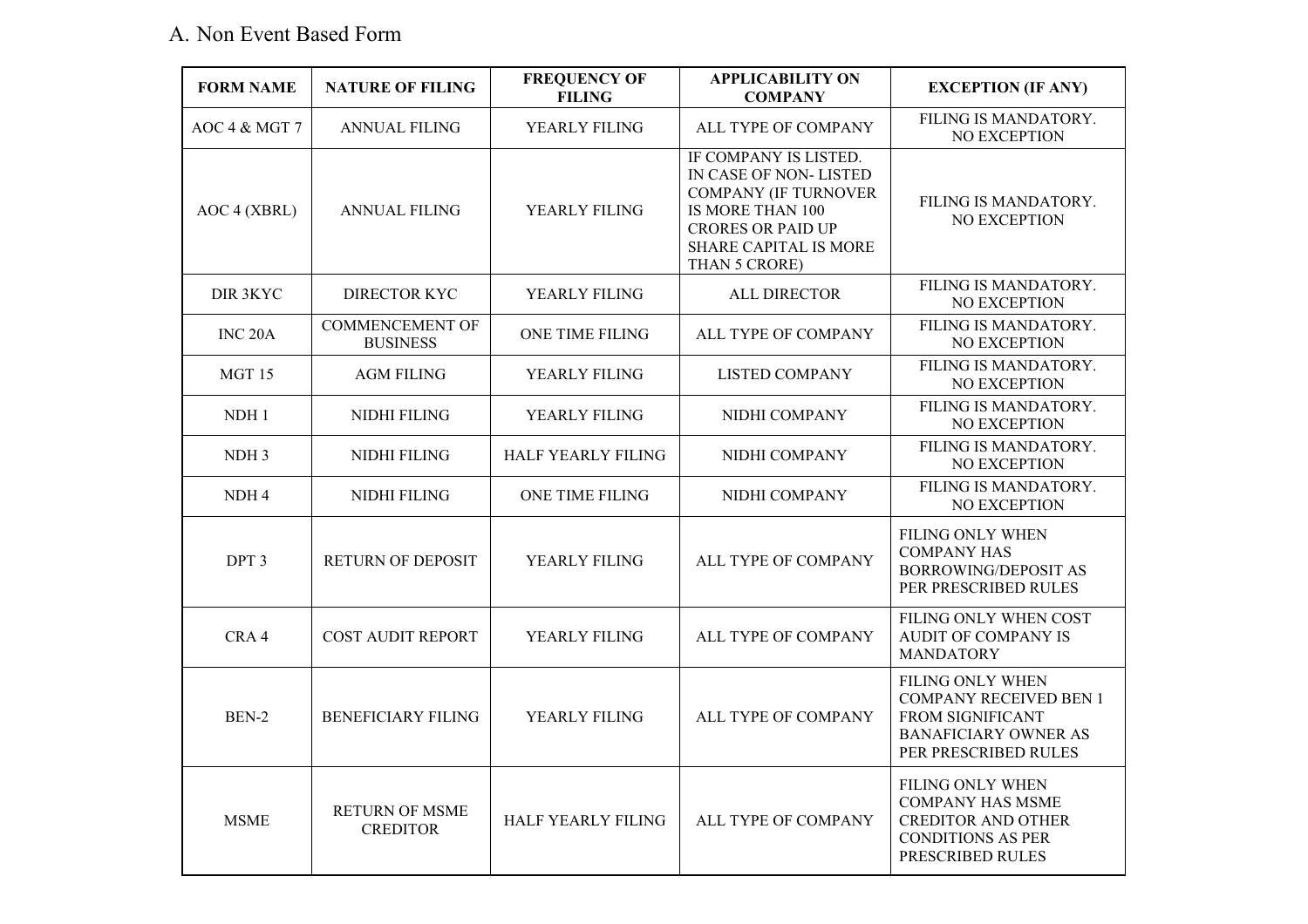A. Non Event Based Form

| FORM NAME | NATURE OF FILING | FREQUENCY OF FILING | APPLICABILITY ON COMPANY | EXCEPTION (IF ANY) |
|---|---|---|---|---|
| AOC 4 & MGT 7 | ANNUAL FILING | YEARLY FILING | ALL TYPE OF COMPANY | FILING IS MANDATORY. NO EXCEPTION |
| AOC 4 (XBRL) | ANNUAL FILING | YEARLY FILING | IF COMPANY IS LISTED. IN CASE OF NON- LISTED COMPANY (IF TURNOVER IS MORE THAN 100 CRORES OR PAID UP SHARE CAPITAL IS MORE THAN 5 CRORE) | FILING IS MANDATORY. NO EXCEPTION |
| DIR 3KYC | DIRECTOR KYC | YEARLY FILING | ALL DIRECTOR | FILING IS MANDATORY. NO EXCEPTION |
| INC 20A | COMMENCEMENT OF BUSINESS | ONE TIME FILING | ALL TYPE OF COMPANY | FILING IS MANDATORY. NO EXCEPTION |
| MGT 15 | AGM FILING | YEARLY FILING | LISTED COMPANY | FILING IS MANDATORY. NO EXCEPTION |
| NDH 1 | NIDHI FILING | YEARLY FILING | NIDHI COMPANY | FILING IS MANDATORY. NO EXCEPTION |
| NDH 3 | NIDHI FILING | HALF YEARLY FILING | NIDHI COMPANY | FILING IS MANDATORY. NO EXCEPTION |
| NDH 4 | NIDHI FILING | ONE TIME FILING | NIDHI COMPANY | FILING IS MANDATORY. NO EXCEPTION |
| DPT 3 | RETURN OF DEPOSIT | YEARLY FILING | ALL TYPE OF COMPANY | FILING ONLY WHEN COMPANY HAS BORROWING/DEPOSIT AS PER PRESCRIBED RULES |
| CRA 4 | COST AUDIT REPORT | YEARLY FILING | ALL TYPE OF COMPANY | FILING ONLY WHEN COST AUDIT OF COMPANY IS MANDATORY |
| BEN-2 | BENEFICIARY FILING | YEARLY FILING | ALL TYPE OF COMPANY | FILING ONLY WHEN COMPANY RECEIVED BEN 1 FROM SIGNIFICANT BANAFICIARY OWNER AS PER PRESCRIBED RULES |
| MSME | RETURN OF MSME CREDITOR | HALF YEARLY FILING | ALL TYPE OF COMPANY | FILING ONLY WHEN COMPANY HAS MSME CREDITOR AND OTHER CONDITIONS AS PER PRESCRIBED RULES |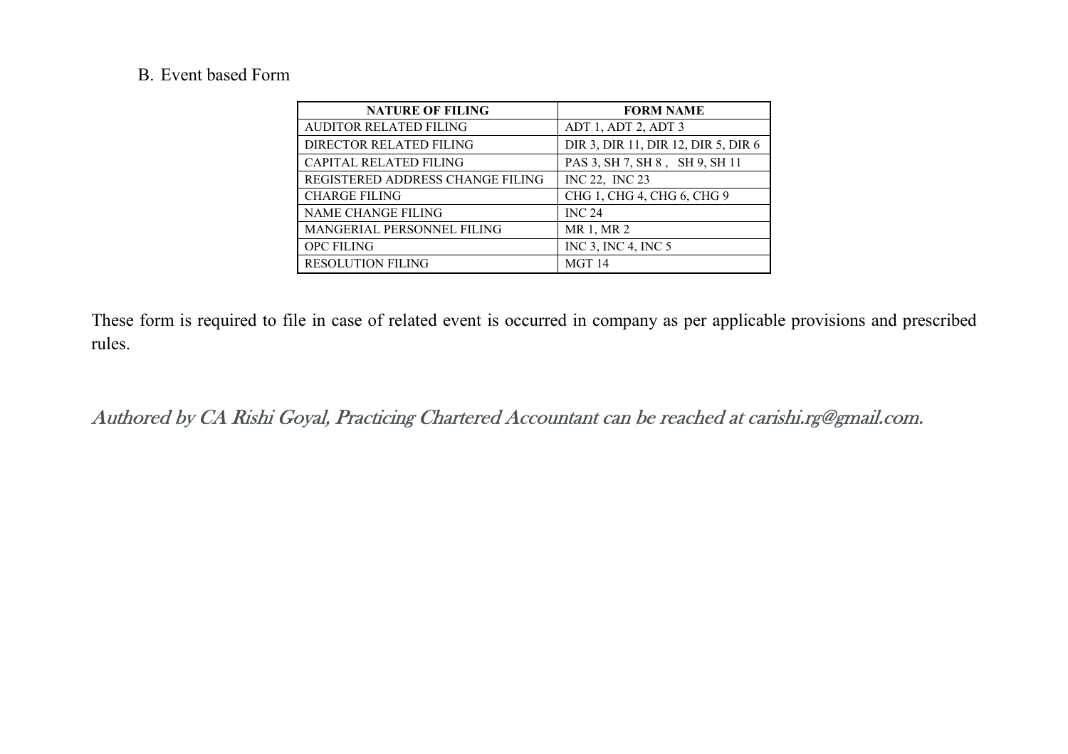B. Event based Form

| NATURE OF FILING | FORM NAME |
| --- | --- |
| AUDITOR RELATED FILING | ADT 1, ADT 2, ADT 3 |
| DIRECTOR RELATED FILING | DIR 3, DIR 11, DIR 12, DIR 5, DIR 6 |
| CAPITAL RELATED FILING | PAS 3, SH 7, SH 8 , SH 9, SH 11 |
| REGISTERED ADDRESS CHANGE FILING | INC 22, INC 23 |
| CHARGE FILING | CHG 1, CHG 4, CHG 6, CHG 9 |
| NAME CHANGE FILING | INC 24 |
| MANGERIAL PERSONNEL FILING | MR 1, MR 2 |
| OPC FILING | INC 3, INC 4, INC 5 |
| RESOLUTION FILING | MGT 14 |

These form is required to file in case of related event is occurred in company as per applicable provisions and prescribed rules.

*Authored by CA Rishi Goyal, Practicing Chartered Accountant can be reached at carishi.rg@gmail.com.*